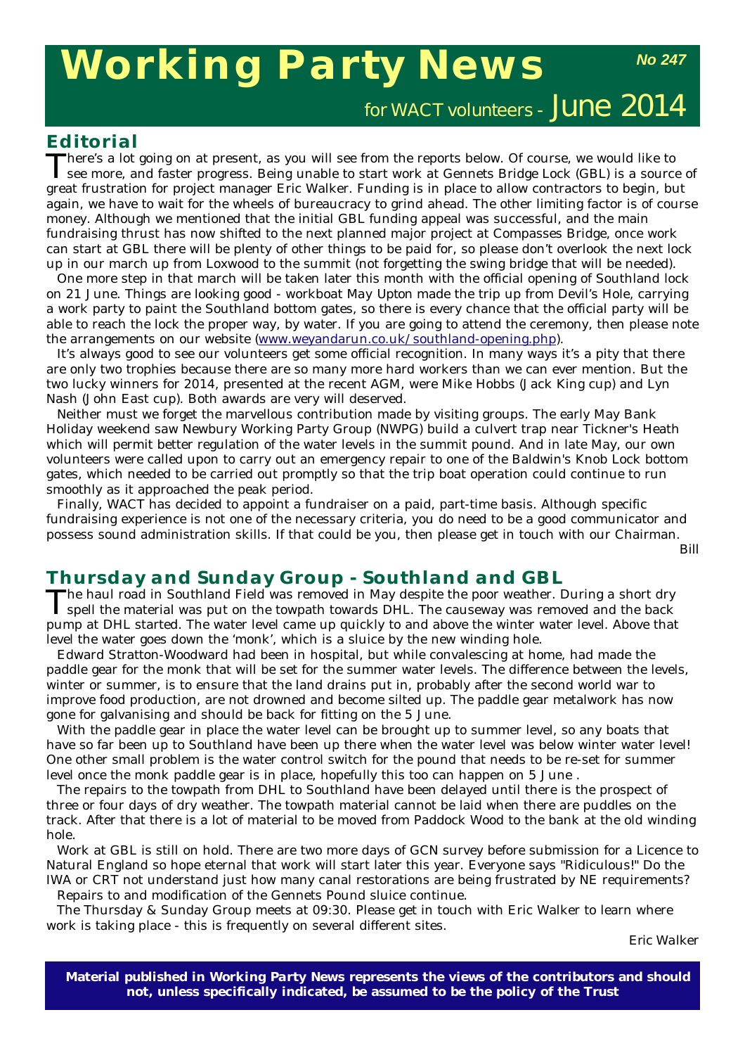# Working Party News

**No 247**

for WACT volunteers - June 2014

## Editorial

There's a lot going on at present, as you will see from the reports below. Of course, we would like to see more, and faster progress. Being unable to start work at Gennets Bridge Lock (GBL) is a source of great frustration for project manager Eric Walker. Funding is in place to allow contractors to begin, but again, we have to wait for the wheels of bureaucracy to grind ahead. The other limiting factor is of course money. Although we mentioned that the initial GBL funding appeal was successful, and the main fundraising thrust has now shifted to the next planned major project at Compasses Bridge, once work can start at GBL there will be plenty of other things to be paid for, so please don't overlook the next lock up in our march up from Loxwood to the summit (not forgetting the swing bridge that will be needed).

One more step in that march will be taken later this month with the official opening of Southland lock on 21 June. Things are looking good - workboat May Upton made the trip up from Devil's Hole, carrying a work party to paint the Southland bottom gates, so there is every chance that the official party will be able to reach the lock the proper way, by water. If you are going to attend the ceremony, then please note the arrangements on our website (www.weyandarun.co.uk/southland-opening.php).

It's always good to see our volunteers get some official recognition. In many ways it's a pity that there are only two trophies because there are so many more hard workers than we can ever mention. But the two lucky winners for 2014, presented at the recent AGM, were Mike Hobbs (Jack King cup) and Lyn Nash (John East cup). Both awards are very well deserved.

Neither must we forget the marvellous contribution made by visiting groups. The early May Bank Holiday weekend saw Newbury Working Party Group (NWPG) build a culvert trap near Tickner's Heath which will permit better regulation of the water levels in the summit pound. And in late May, our own volunteers were called upon to carry out an emergency repair to one of the Baldwin's Knob Lock bottom gates, which needed to be carried out promptly so that the trip boat operation could continue to run smoothly as it approached the peak period.

Finally, WACT has decided to appoint a fundraiser on a paid, part-time basis. Although specific fundraising experience is not one of the necessary criteria, you do need to be a good communicator and possess sound administration skills. If that could be you, then please get in touch with our Chairman.

*Bill*

## Thursday and Sunday Group - Southland and GBL

The haul road in Southland Field was removed in May despite the poor weather. During a short dry spell the material was put on the towpath towards DHL. The causeway was removed and the back pump at DHL started. The water level came up quickly to and above the winter water level. Above that level the water goes down the 'monk', which is a sluice by the new winding hole.

Edward Stratton-Woodward had been in hospital, but while convalescing at home, had made the paddle gear for the monk that will be set for the summer water levels. The difference between the levels, winter or summer, is to ensure that the land drains put in, probably after the second world war to improve food production, are not drowned and become silted up. The paddle gear metalwork has now gone for galvanising and should be back for fitting on the 5 June.

With the paddle gear in place the water level can be brought up to summer level, so any boats that have so far been up to Southland have been up there when the water level was below winter water level! One other small problem is the water control switch for the pound that needs to be re-set for summer level once the monk paddle gear is in place, hopefully this too can happen on 5 June .

The repairs to the towpath from DHL to Southland have been delayed until there is the prospect of three or four days of dry weather. The towpath material cannot be laid when there are puddles on the track. After that there is a lot of material to be moved from Paddock Wood to the bank at the old winding hole.

Work at GBL is still on hold. There are two more days of GCN survey before submission for a Licence to Natural England so hope eternal that work will start later this year. Everyone says "Ridiculous!" Do the IWA or CRT not understand just how many canal restorations are being frustrated by NE requirements?

Repairs to and modification of the Gennets Pound sluice continue.

The Thursday & Sunday Group meets at 09:30. Please get in touch with Eric Walker to learn where work is taking place - this is frequently on several different sites.

*Eric Walker*

**Material published in Working Party News represents the views of the contributors and should not, unless specifically indicated, be assumed to be the policy of the Trust**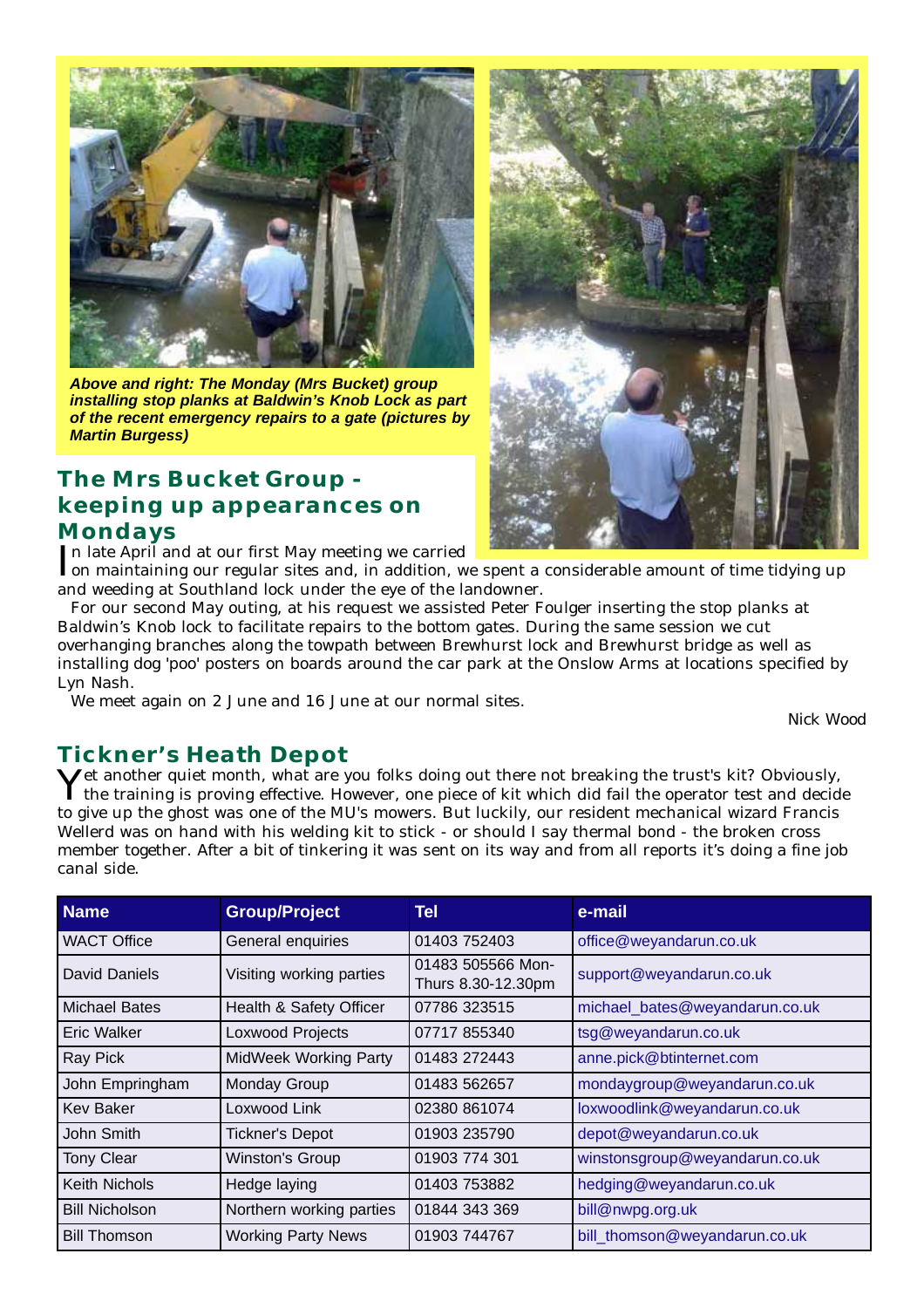*Above and right: The Monday (Mrs Bucket) group installing stop planks at Baldwin's Knob Lock as part of the recent emergency repairs to a gate (pictures by Martin Burgess)*

## The Mrs Bucket Group - keeping up appearances on Mondays

In late April and at our first May meeting we carried on maintaining our regular sites and, in addition, we spent a considerable amount of time tidying up and weeding at Southland lock under the eye of the landowner.

For our second May outing, at his request we assisted Peter Foulger inserting the stop planks at Baldwin's Knob lock to facilitate repairs to the bottom gates. During the same session we cut overhanging branches along the towpath between Brewhurst lock and Brewhurst bridge as well as installing dog 'poo' posters on boards around the car park at the Onslow Arms at locations specified by Lyn Nash.

We meet again on 2 June and 16 June at our normal sites.

Nick Wood

## Tickner's Heath Depot

Yet another quiet month, what are you folks doing out there not breaking the trust's kit? Obviously, the training is proving effective. However, one piece of kit which did fail the operator test and decide to give up the ghost was one of the MU's mowers. But luckily, our resident mechanical wizard Francis Wellerd was on hand with his welding kit to stick - or should I say thermal bond - the broken cross member together. After a bit of tinkering it was sent on its way and from all reports it's doing a fine job canal side.

| Name | Group/Project | Tel | e-mail |
|---|---|---|---|
| WACT Office | General enquiries | 01403 752403 | office@weyandarun.co.uk |
| David Daniels | Visiting working parties | 01483 505566 Mon-Thurs 8.30-12.30pm | support@weyandarun.co.uk |
| Michael Bates | Health & Safety Officer | 07786 323515 | michael_bates@weyandarun.co.uk |
| Eric Walker | Loxwood Projects | 07717 855340 | tsg@weyandarun.co.uk |
| Ray Pick | MidWeek Working Party | 01483 272443 | anne.pick@btinternet.com |
| John Empringham | Monday Group | 01483 562657 | mondaygroup@weyandarun.co.uk |
| Kev Baker | Loxwood Link | 02380 861074 | loxwoodlink@weyandarun.co.uk |
| John Smith | Tickner's Depot | 01903 235790 | depot@weyandarun.co.uk |
| Tony Clear | Winston's Group | 01903 774 301 | winstonsgroup@weyandarun.co.uk |
| Keith Nichols | Hedge laying | 01403 753882 | hedging@weyandarun.co.uk |
| Bill Nicholson | Northern working parties | 01844 343 369 | bill@nwpg.org.uk |
| Bill Thomson | Working Party News | 01903 744767 | bill_thomson@weyandarun.co.uk |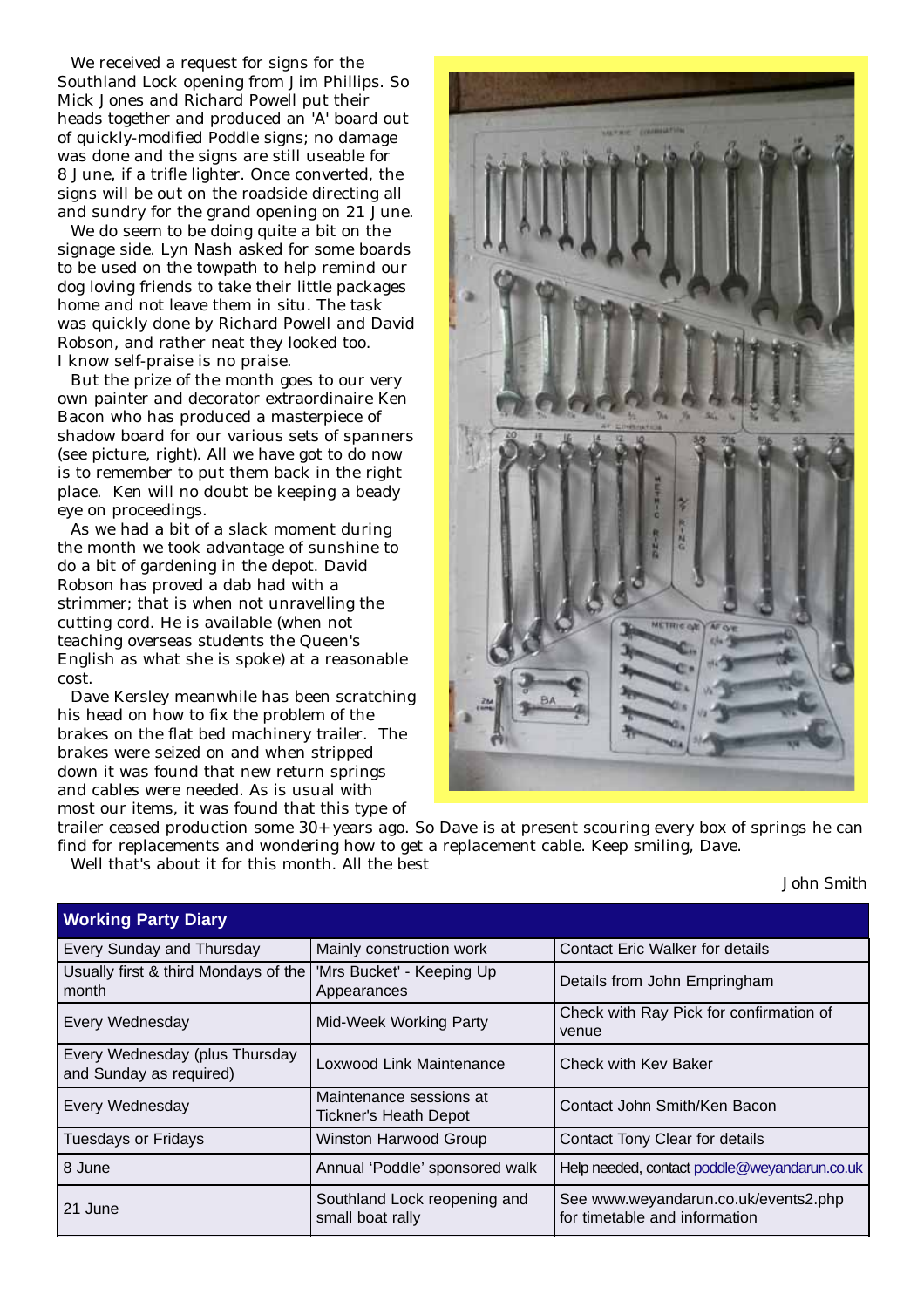We received a request for signs for the Southland Lock opening from Jim Phillips. So Mick Jones and Richard Powell put their heads together and produced an 'A' board out of quickly-modified Poddle signs; no damage was done and the signs are still useable for 8 June, if a trifle lighter. Once converted, the signs will be out on the roadside directing all and sundry for the grand opening on 21 June.

We do seem to be doing quite a bit on the signage side. Lyn Nash asked for some boards to be used on the towpath to help remind our dog loving friends to take their little packages home and not leave them in situ. The task was quickly done by Richard Powell and David Robson, and rather neat they looked too. I know self-praise is no praise.

But the prize of the month goes to our very own painter and decorator extraordinaire Ken Bacon who has produced a masterpiece of shadow board for our various sets of spanners (see picture, right). All we have got to do now is to remember to put them back in the right place. Ken will no doubt be keeping a beady eye on proceedings.

As we had a bit of a slack moment during the month we took advantage of sunshine to do a bit of gardening in the depot. David Robson has proved a dab had with a strimmer; that is when not unravelling the cutting cord. He is available (when not teaching overseas students the Queen's English as what she is spoke) at a reasonable cost.

Dave Kersley meanwhile has been scratching his head on how to fix the problem of the brakes on the flat bed machinery trailer. The brakes were seized on and when stripped down it was found that new return springs and cables were needed. As is usual with most our items, it was found that this type of trailer ceased production some 30+ years ago. So Dave is at present scouring every box of springs he can find for replacements and wondering how to get a replacement cable. Keep smiling, Dave.

Well that's about it for this month. All the best

John Smith

| Working Party Diary | | |
|---|---|---|
| Every Sunday and Thursday | Mainly construction work | Contact Eric Walker for details |
| Usually first & third Mondays of the month | 'Mrs Bucket' - Keeping Up Appearances | Details from John Empringham |
| Every Wednesday | Mid-Week Working Party | Check with Ray Pick for confirmation of venue |
| Every Wednesday (plus Thursday and Sunday as required) | Loxwood Link Maintenance | Check with Kev Baker |
| Every Wednesday | Maintenance sessions at Tickner's Heath Depot | Contact John Smith/Ken Bacon |
| Tuesdays or Fridays | Winston Harwood Group | Contact Tony Clear for details |
| 8 June | Annual 'Poddle' sponsored walk | Help needed, contact poddle@weyandarun.co.uk |
| 21 June | Southland Lock reopening and small boat rally | See www.weyandarun.co.uk/events2.php for timetable and information |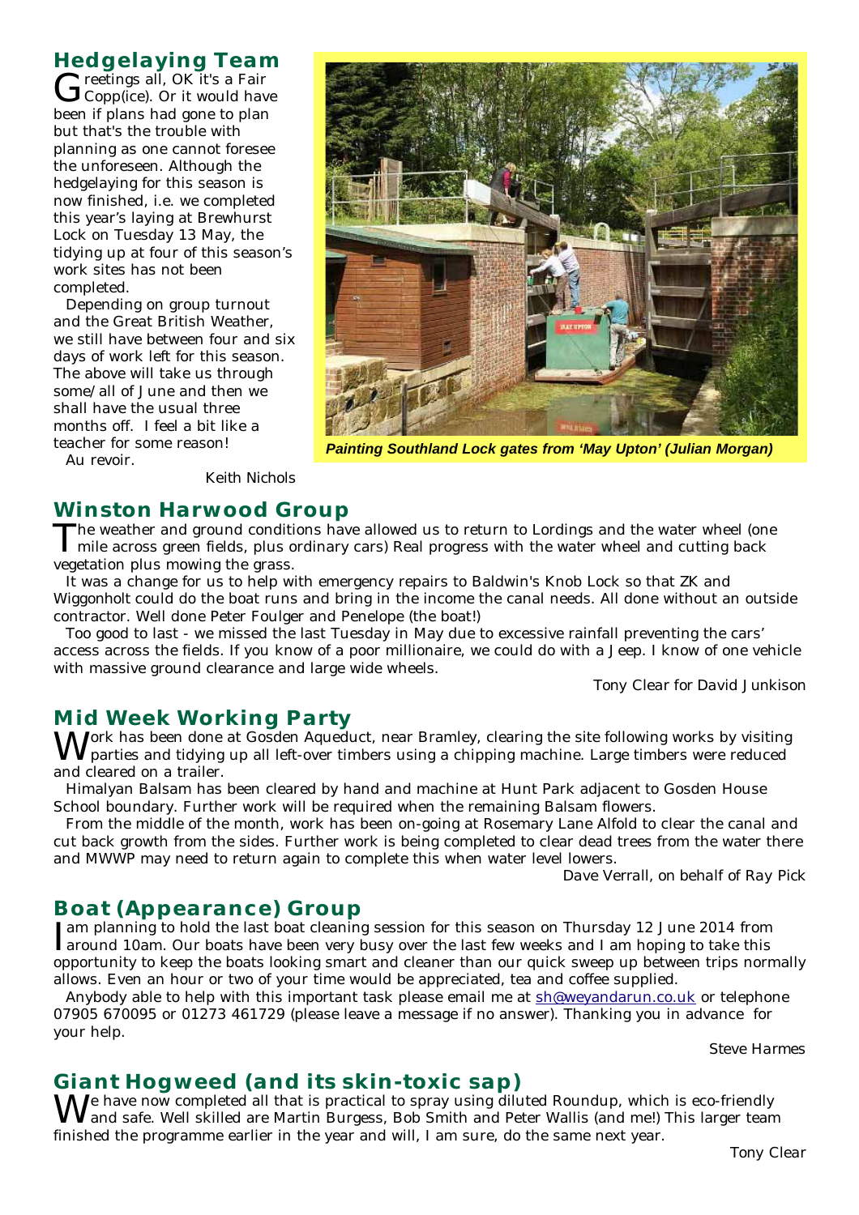## Hedgelaying Team

Greetings all, OK it's a Fair Copp(ice). Or it would have been if plans had gone to plan but that's the trouble with planning as one cannot foresee the unforeseen. Although the hedgelaying for this season is now finished, i.e. we completed this year's laying at Brewhurst Lock on Tuesday 13 May, the tidying up at four of this season's work sites has not been completed.

Depending on group turnout and the Great British Weather, we still have between four and six days of work left for this season. The above will take us through some/all of June and then we shall have the usual three months off. I feel a bit like a teacher for some reason!

Au revoir.

Keith Nichols

*Painting Southland Lock gates from 'May Upton' (Julian Morgan)*

## Winston Harwood Group

The weather and ground conditions have allowed us to return to Lordings and the water wheel (one mile across green fields, plus ordinary cars) Real progress with the water wheel and cutting back vegetation plus mowing the grass.

It was a change for us to help with emergency repairs to Baldwin's Knob Lock so that ZK and Wiggonholt could do the boat runs and bring in the income the canal needs. All done without an outside contractor. Well done Peter Foulger and Penelope (the boat!)

Too good to last - we missed the last Tuesday in May due to excessive rainfall preventing the cars' access across the fields. If you know of a poor millionaire, we could do with a Jeep. I know of one vehicle with massive ground clearance and large wide wheels.

Tony Clear for David Junkison

## Mid Week Working Party

Work has been done at Gosden Aqueduct, near Bramley, clearing the site following works by visiting parties and tidying up all left-over timbers using a chipping machine. Large timbers were reduced and cleared on a trailer.

Himalyan Balsam has been cleared by hand and machine at Hunt Park adjacent to Gosden House School boundary. Further work will be required when the remaining Balsam flowers.

From the middle of the month, work has been on-going at Rosemary Lane Alfold to clear the canal and cut back growth from the sides. Further work is being completed to clear dead trees from the water there and MWWP may need to return again to complete this when water level lowers.

Dave Verrall, on behalf of Ray Pick

## Boat (Appearance) Group

I am planning to hold the last boat cleaning session for this season on Thursday 12 June 2014 from around 10am. Our boats have been very busy over the last few weeks and I am hoping to take this opportunity to keep the boats looking smart and cleaner than our quick sweep up between trips normally allows. Even an hour or two of your time would be appreciated, tea and coffee supplied.

Anybody able to help with this important task please email me at sh@weyandarun.co.uk or telephone 07905 670095 or 01273 461729 (please leave a message if no answer). Thanking you in advance for your help.

*Steve Harmes*

## Giant Hogweed (and its skin-toxic sap)

We have now completed all that is practical to spray using diluted Roundup, which is eco-friendly and safe. Well skilled are Martin Burgess, Bob Smith and Peter Wallis (and me!) This larger team finished the programme earlier in the year and will, I am sure, do the same next year.

Tony Clear